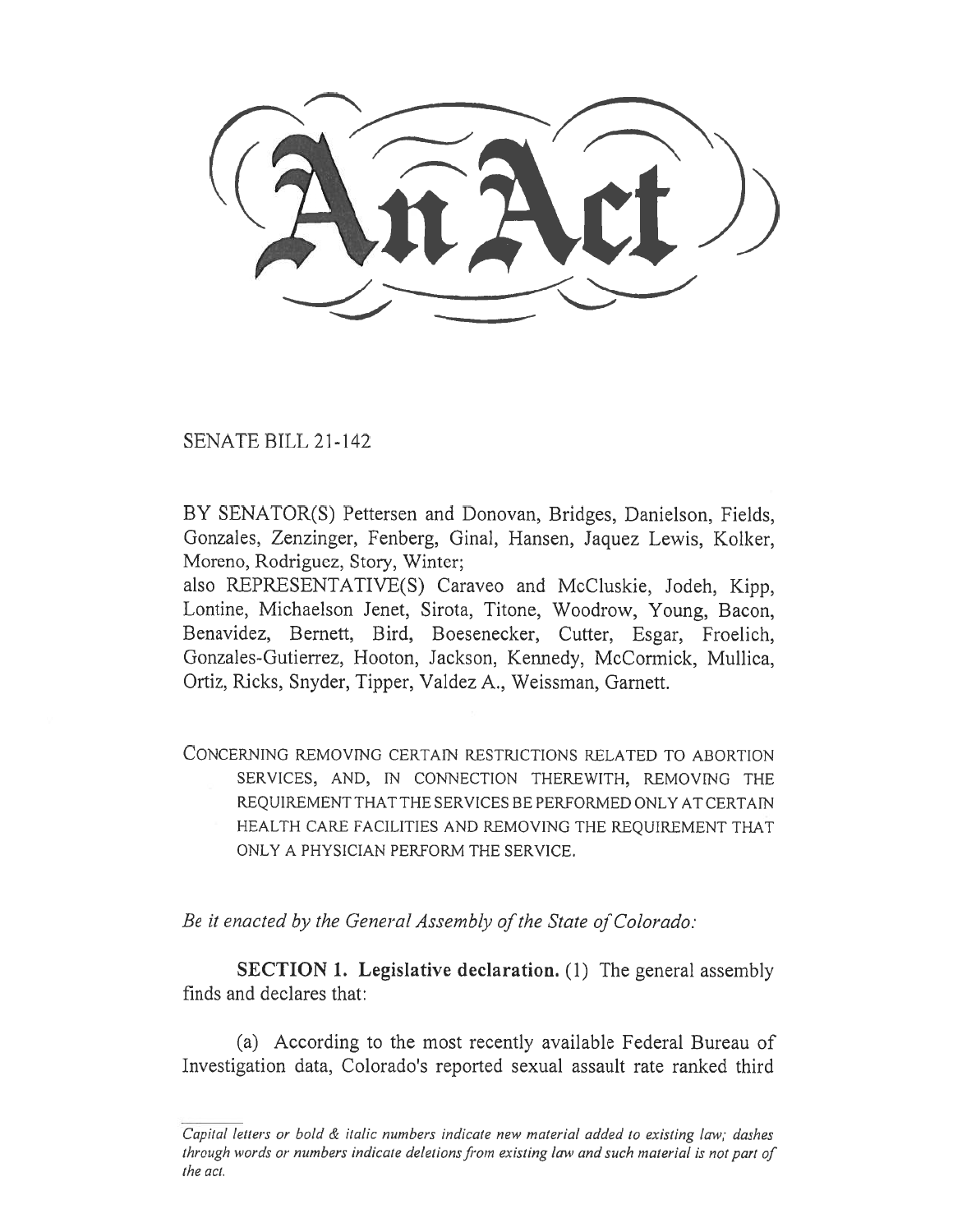# An Act

SENATE BILL 21-142

BY SENATOR(S) Pettersen and Donovan, Bridges, Danielson, Fields, Gonzales, Zenzinger, Fenberg, Ginal, Hansen, Jaquez Lewis, Kolker, Moreno, Rodriguez, Story, Winter;
also REPRESENTATIVE(S) Caraveo and McCluskie, Jodeh, Kipp, Lontine, Michaelson Jenet, Sirota, Titone, Woodrow, Young, Bacon, Benavidez, Bernett, Bird, Boesenecker, Cutter, Esgar, Froelich, Gonzales-Gutierrez, Hooton, Jackson, Kennedy, McCormick, Mullica, Ortiz, Ricks, Snyder, Tipper, Valdez A., Weissman, Garnett.

CONCERNING REMOVING CERTAIN RESTRICTIONS RELATED TO ABORTION SERVICES, AND, IN CONNECTION THEREWITH, REMOVING THE REQUIREMENT THAT THE SERVICES BE PERFORMED ONLY AT CERTAIN HEALTH CARE FACILITIES AND REMOVING THE REQUIREMENT THAT ONLY A PHYSICIAN PERFORM THE SERVICE.

*Be it enacted by the General Assembly of the State of Colorado:*

**SECTION 1. Legislative declaration.** (1) The general assembly finds and declares that:

(a) According to the most recently available Federal Bureau of Investigation data, Colorado's reported sexual assault rate ranked third

*Capital letters or bold & italic numbers indicate new material added to existing law; dashes through words or numbers indicate deletions from existing law and such material is not part of the act.*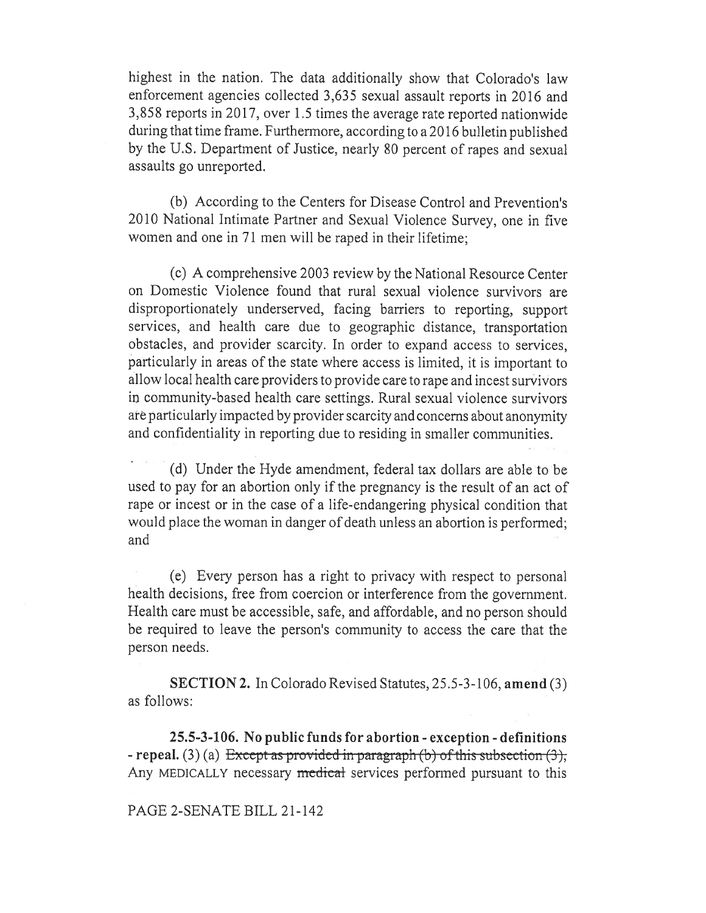highest in the nation. The data additionally show that Colorado's law enforcement agencies collected 3,635 sexual assault reports in 2016 and 3,858 reports in 2017, over 1.5 times the average rate reported nationwide during that time frame. Furthermore, according to a 2016 bulletin published by the U.S. Department of Justice, nearly 80 percent of rapes and sexual assaults go unreported.

(b) According to the Centers for Disease Control and Prevention's 2010 National Intimate Partner and Sexual Violence Survey, one in five women and one in 71 men will be raped in their lifetime;

(c) A comprehensive 2003 review by the National Resource Center on Domestic Violence found that rural sexual violence survivors are disproportionately underserved, facing barriers to reporting, support services, and health care due to geographic distance, transportation obstacles, and provider scarcity. In order to expand access to services, particularly in areas of the state where access is limited, it is important to allow local health care providers to provide care to rape and incest survivors in community-based health care settings. Rural sexual violence survivors are particularly impacted by provider scarcity and concerns about anonymity and confidentiality in reporting due to residing in smaller communities.

(d) Under the Hyde amendment, federal tax dollars are able to be used to pay for an abortion only if the pregnancy is the result of an act of rape or incest or in the case of a life-endangering physical condition that would place the woman in danger of death unless an abortion is performed; and

(e) Every person has a right to privacy with respect to personal health decisions, free from coercion or interference from the government. Health care must be accessible, safe, and affordable, and no person should be required to leave the person's community to access the care that the person needs.

**SECTION 2.** In Colorado Revised Statutes, 25.5-3-106, **amend** (3) as follows:

**25.5-3-106. No public funds for abortion - exception - definitions - repeal.** (3) (a) ~~Except as provided in paragraph (b) of this subsection (3),~~ Any MEDICALLY necessary ~~medical~~ services performed pursuant to this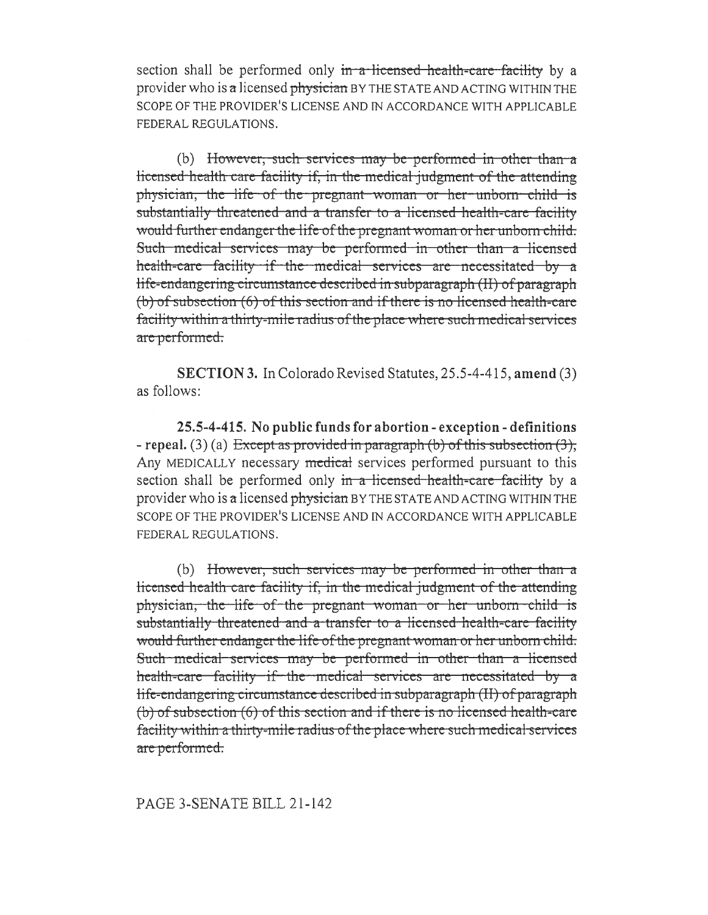section shall be performed only ~~in a licensed health-care facility~~ by a provider who is ~~a~~ licensed ~~physician~~ BY THE STATE AND ACTING WITHIN THE SCOPE OF THE PROVIDER'S LICENSE AND IN ACCORDANCE WITH APPLICABLE FEDERAL REGULATIONS.

(b) ~~However, such services may be performed in other than a licensed health care facility if, in the medical judgment of the attending physician, the life of the pregnant woman or her unborn child is substantially threatened and a transfer to a licensed health-care facility would further endanger the life of the pregnant woman or her unborn child. Such medical services may be performed in other than a licensed health-care facility if the medical services are necessitated by a life-endangering circumstance described in subparagraph (II) of paragraph (b) of subsection (6) of this section and if there is no licensed health-care facility within a thirty-mile radius of the place where such medical services are performed.~~

**SECTION 3.** In Colorado Revised Statutes, 25.5-4-415, **amend** (3) as follows:

**25.5-4-415. No public funds for abortion - exception - definitions - repeal.** (3) (a) ~~Except as provided in paragraph (b) of this subsection (3),~~ Any MEDICALLY necessary ~~medical~~ services performed pursuant to this section shall be performed only ~~in a licensed health-care facility~~ by a provider who is ~~a~~ licensed ~~physician~~ BY THE STATE AND ACTING WITHIN THE SCOPE OF THE PROVIDER'S LICENSE AND IN ACCORDANCE WITH APPLICABLE FEDERAL REGULATIONS.

(b) ~~However, such services may be performed in other than a licensed health care facility if, in the medical judgment of the attending physician, the life of the pregnant woman or her unborn child is substantially threatened and a transfer to a licensed health-care facility would further endanger the life of the pregnant woman or her unborn child. Such medical services may be performed in other than a licensed health-care facility if the medical services are necessitated by a life-endangering circumstance described in subparagraph (II) of paragraph (b) of subsection (6) of this section and if there is no licensed health-care facility within a thirty-mile radius of the place where such medical services are performed.~~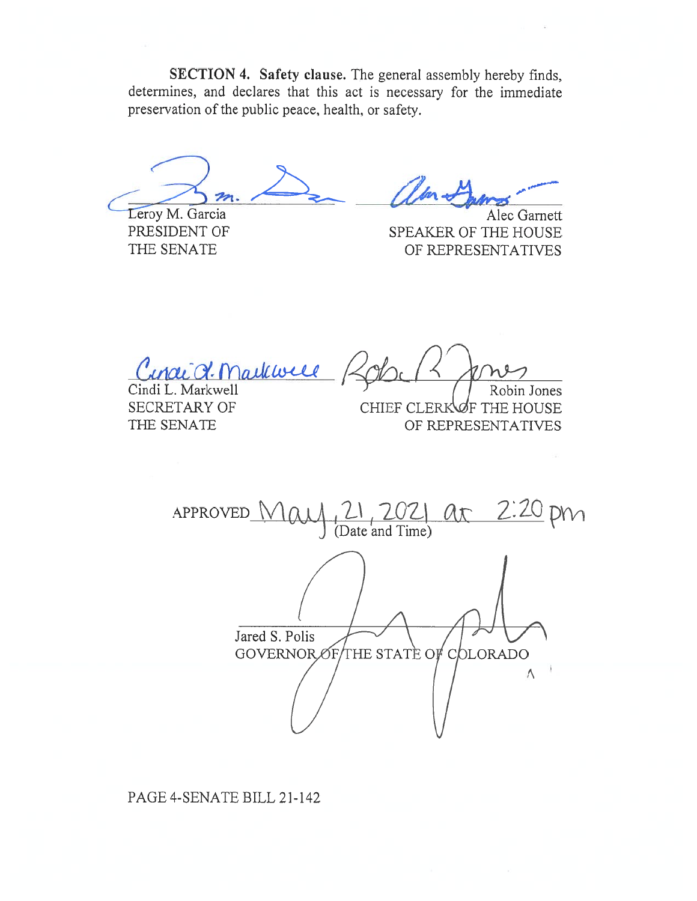**SECTION 4. Safety clause.** The general assembly hereby finds, determines, and declares that this act is necessary for the immediate preservation of the public peace, health, or safety.

Leroy M. Garcia
PRESIDENT OF
THE SENATE

Alec Garnett
SPEAKER OF THE HOUSE
OF REPRESENTATIVES

Cindi L. Markwell
SECRETARY OF
THE SENATE

Robin Jones
CHIEF CLERK OF THE HOUSE
OF REPRESENTATIVES

APPROVED May 21, 2021 at 2:20 pm
(Date and Time)

Jared S. Polis
GOVERNOR OF THE STATE OF COLORADO

PAGE 4-SENATE BILL 21-142